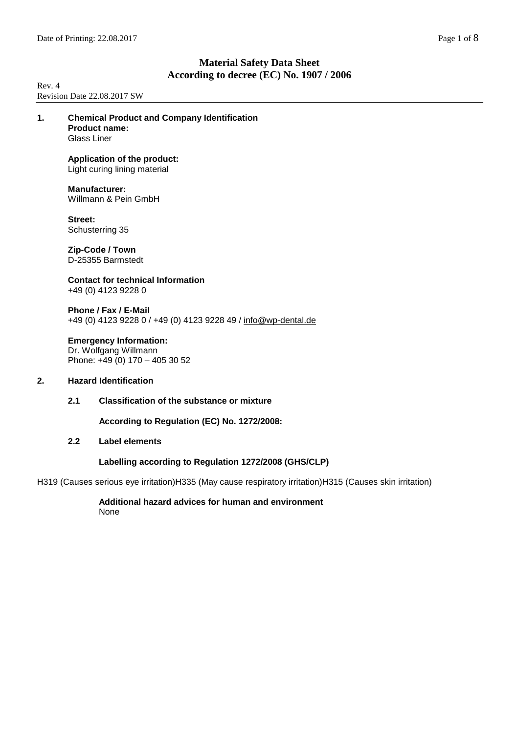# Material Safety Data Sheet
## According to decree (EC) No. 1907 / 2006

Rev. 4
Revision Date 22.08.2017 SW

## 1. Chemical Product and Company Identification

**Product name:**
Glass Liner

**Application of the product:**
Light curing lining material

**Manufacturer:**
Willmann & Pein GmbH

**Street:**
Schusterring 35

**Zip-Code / Town**
D-25355 Barmstedt

**Contact for technical Information**
+49 (0) 4123 9228 0

**Phone / Fax / E-Mail**
+49 (0) 4123 9228 0 / +49 (0) 4123 9228 49 / info@wp-dental.de

**Emergency Information:**
Dr. Wolfgang Willmann
Phone: +49 (0) 170 – 405 30 52

## 2. Hazard Identification

### 2.1 Classification of the substance or mixture

**According to Regulation (EC) No. 1272/2008:**

### 2.2 Label elements

**Labelling according to Regulation 1272/2008 (GHS/CLP)**

H319 (Causes serious eye irritation)H335 (May cause respiratory irritation)H315 (Causes skin irritation)

**Additional hazard advices for human and environment**
None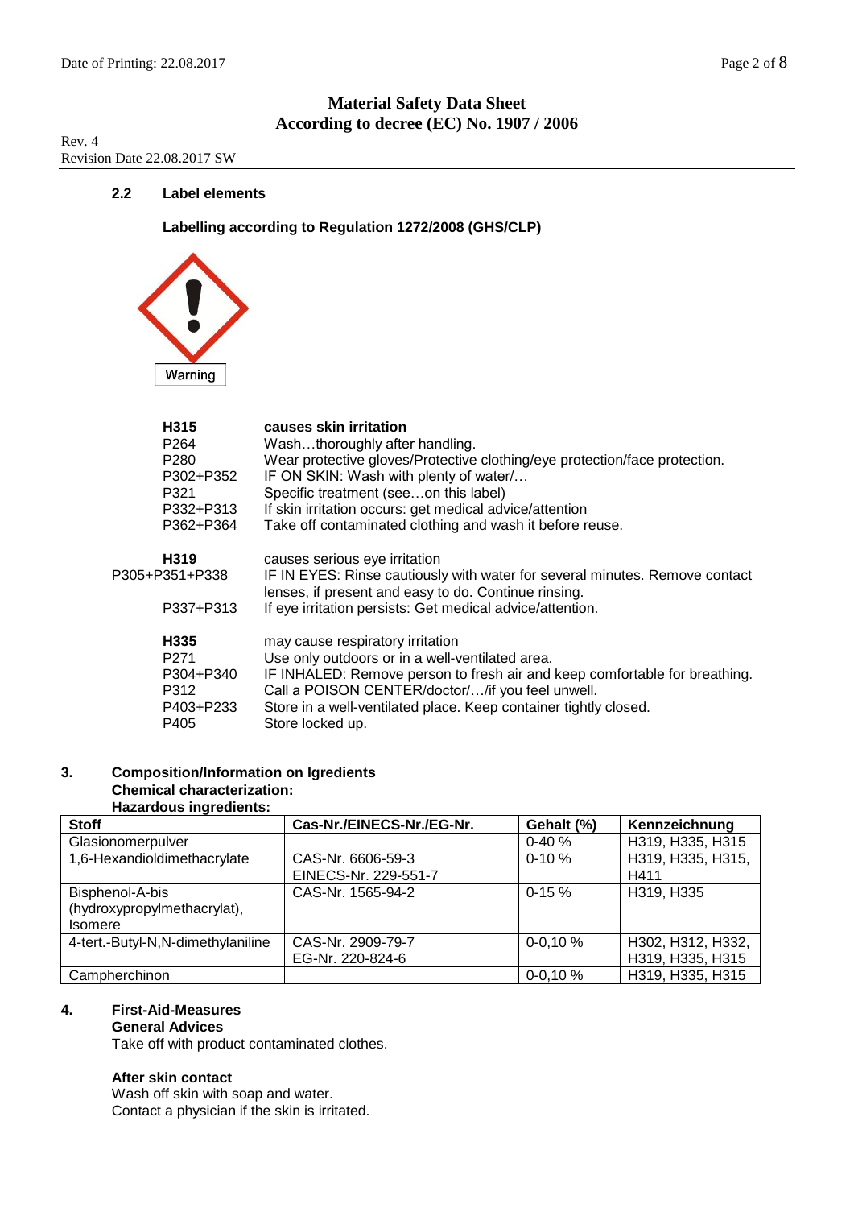**Material Safety Data Sheet**
**According to decree (EC) No. 1907 / 2006**

Rev. 4
Revision Date 22.08.2017 SW

### 2.2 Label elements

**Labelling according to Regulation 1272/2008 (GHS/CLP)**

Warning

| | |
|---|---|
| **H315** | **causes skin irritation** |
| P264 | Wash…thoroughly after handling. |
| P280 | Wear protective gloves/Protective clothing/eye protection/face protection. |
| P302+P352 | IF ON SKIN: Wash with plenty of water/… |
| P321 | Specific treatment (see…on this label) |
| P332+P313 | If skin irritation occurs: get medical advice/attention |
| P362+P364 | Take off contaminated clothing and wash it before reuse. |
| **H319** | causes serious eye irritation |
| P305+P351+P338 | IF IN EYES: Rinse cautiously with water for several minutes. Remove contact lenses, if present and easy to do. Continue rinsing. |
| P337+P313 | If eye irritation persists: Get medical advice/attention. |
| **H335** | may cause respiratory irritation |
| P271 | Use only outdoors or in a well-ventilated area. |
| P304+P340 | IF INHALED: Remove person to fresh air and keep comfortable for breathing. |
| P312 | Call a POISON CENTER/doctor/…/if you feel unwell. |
| P403+P233 | Store in a well-ventilated place. Keep container tightly closed. |
| P405 | Store locked up. |

## 3. Composition/Information on Igredients

**Chemical characterization:**
**Hazardous ingredients:**

| Stoff | Cas-Nr./EINECS-Nr./EG-Nr. | Gehalt (%) | Kennzeichnung |
|---|---|---|---|
| Glasionomerpulver | | 0-40 % | H319, H335, H315 |
| 1,6-Hexandioldimethacrylate | CAS-Nr. 6606-59-3 EINECS-Nr. 229-551-7 | 0-10 % | H319, H335, H315, H411 |
| Bisphenol-A-bis (hydroxypropylmethacrylat), Isomere | CAS-Nr. 1565-94-2 | 0-15 % | H319, H335 |
| 4-tert.-Butyl-N,N-dimethylaniline | CAS-Nr. 2909-79-7 EG-Nr. 220-824-6 | 0-0,10 % | H302, H312, H332, H319, H335, H315 |
| Campherchinon | | 0-0,10 % | H319, H335, H315 |

## 4. First-Aid-Measures

**General Advices**
Take off with product contaminated clothes.

**After skin contact**
Wash off skin with soap and water.
Contact a physician if the skin is irritated.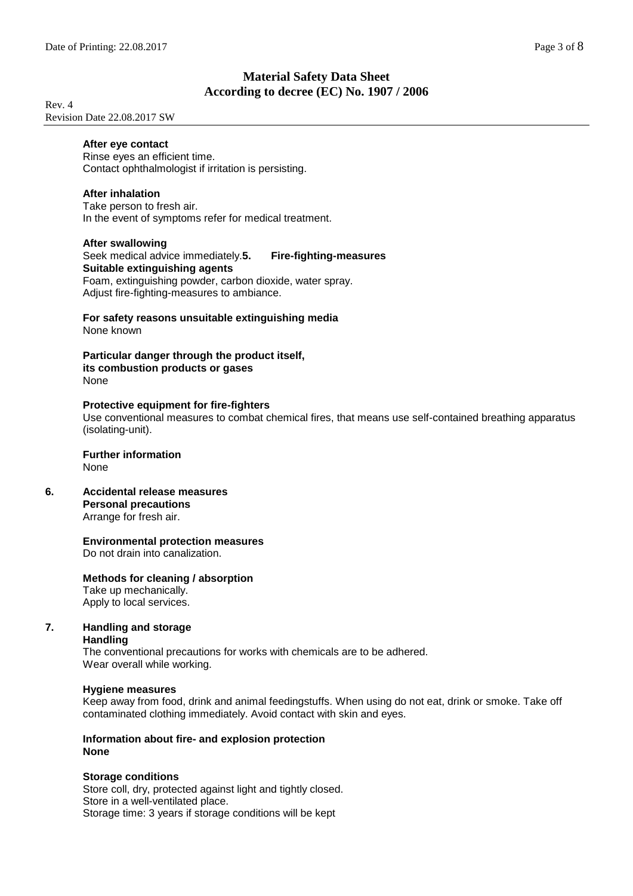**After eye contact**
Rinse eyes an efficient time.
Contact ophthalmologist if irritation is persisting.

**After inhalation**
Take person to fresh air.
In the event of symptoms refer for medical treatment.

**After swallowing**
Seek medical advice immediately.

## 5. Fire-fighting-measures

**Suitable extinguishing agents**
Foam, extinguishing powder, carbon dioxide, water spray.
Adjust fire-fighting-measures to ambiance.

**For safety reasons unsuitable extinguishing media**
None known

**Particular danger through the product itself, its combustion products or gases**
None

**Protective equipment for fire-fighters**
Use conventional measures to combat chemical fires, that means use self-contained breathing apparatus (isolating-unit).

**Further information**
None

## 6. Accidental release measures

**Personal precautions**
Arrange for fresh air.

**Environmental protection measures**
Do not drain into canalization.

**Methods for cleaning / absorption**
Take up mechanically.
Apply to local services.

## 7. Handling and storage

**Handling**
The conventional precautions for works with chemicals are to be adhered.
Wear overall while working.

**Hygiene measures**
Keep away from food, drink and animal feedingstuffs. When using do not eat, drink or smoke. Take off contaminated clothing immediately. Avoid contact with skin and eyes.

**Information about fire- and explosion protection**
**None**

**Storage conditions**
Store coll, dry, protected against light and tightly closed.
Store in a well-ventilated place.
Storage time: 3 years if storage conditions will be kept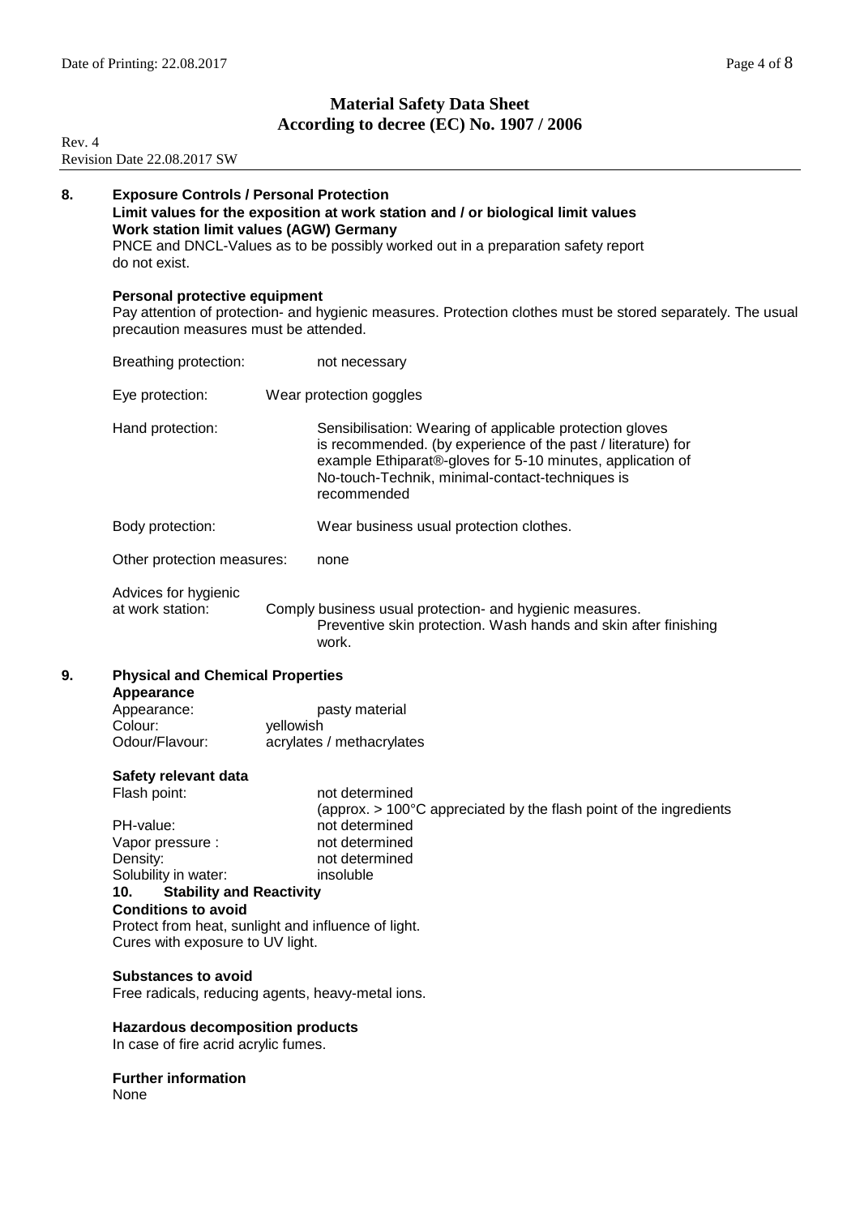## 8. Exposure Controls / Personal Protection

**Limit values for the exposition at work station and / or biological limit values**

**Work station limit values (AGW) Germany**

PNCE and DNCL-Values as to be possibly worked out in a preparation safety report do not exist.

**Personal protective equipment**

Pay attention of protection- and hygienic measures. Protection clothes must be stored separately. The usual precaution measures must be attended.

Breathing protection: not necessary

Eye protection: Wear protection goggles

Hand protection: Sensibilisation: Wearing of applicable protection gloves is recommended. (by experience of the past / literature) for example Ethiparat®-gloves for 5-10 minutes, application of No-touch-Technik, minimal-contact-techniques is recommended

Body protection: Wear business usual protection clothes.

Other protection measures: none

Advices for hygienic at work station: Comply business usual protection- and hygienic measures. Preventive skin protection. Wash hands and skin after finishing work.

## 9. Physical and Chemical Properties

**Appearance**

Appearance: pasty material

Colour: yellowish

Odour/Flavour: acrylates / methacrylates

**Safety relevant data**

Flash point: not determined (approx. > 100°C appreciated by the flash point of the ingredients

PH-value: not determined

Vapor pressure : not determined

Density: not determined

Solubility in water: insoluble

## 10. Stability and Reactivity

**Conditions to avoid**

Protect from heat, sunlight and influence of light.
Cures with exposure to UV light.

**Substances to avoid**

Free radicals, reducing agents, heavy-metal ions.

**Hazardous decomposition products**

In case of fire acrid acrylic fumes.

**Further information**

None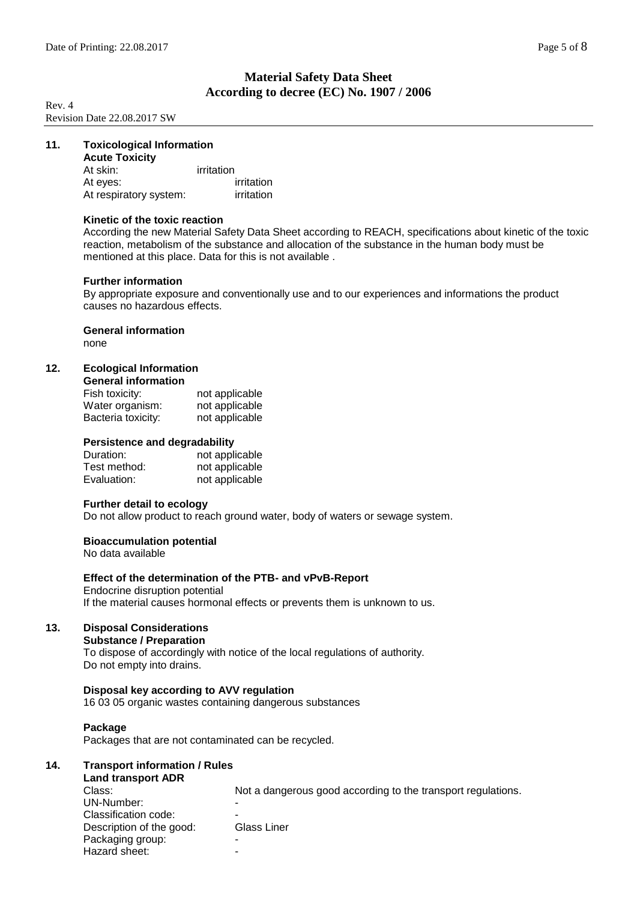Rev. 4
Revision Date 22.08.2017 SW

## 11. Toxicological Information

**Acute Toxicity**

| | |
|---|---|
| At skin: | irritation |
| At eyes: | irritation |
| At respiratory system: | irritation |

**Kinetic of the toxic reaction**

According the new Material Safety Data Sheet according to REACH, specifications about kinetic of the toxic reaction, metabolism of the substance and allocation of the substance in the human body must be mentioned at this place. Data for this is not available .

**Further information**

By appropriate exposure and conventionally use and to our experiences and informations the product causes no hazardous effects.

**General information**

none

## 12. Ecological Information

**General information**

| | |
|---|---|
| Fish toxicity: | not applicable |
| Water organism: | not applicable |
| Bacteria toxicity: | not applicable |

**Persistence and degradability**

| | |
|---|---|
| Duration: | not applicable |
| Test method: | not applicable |
| Evaluation: | not applicable |

**Further detail to ecology**

Do not allow product to reach ground water, body of waters or sewage system.

**Bioaccumulation potential**

No data available

**Effect of the determination of the PTB- and vPvB-Report**

Endocrine disruption potential
If the material causes hormonal effects or prevents them is unknown to us.

## 13. Disposal Considerations

**Substance / Preparation**

To dispose of accordingly with notice of the local regulations of authority.
Do not empty into drains.

**Disposal key according to AVV regulation**

16 03 05 organic wastes containing dangerous substances

**Package**

Packages that are not contaminated can be recycled.

## 14. Transport information / Rules

**Land transport ADR**

| | |
|---|---|
| Class: | Not a dangerous good according to the transport regulations. |
| UN-Number: | - |
| Classification code: | - |
| Description of the good: | Glass Liner |
| Packaging group: | - |
| Hazard sheet: | - |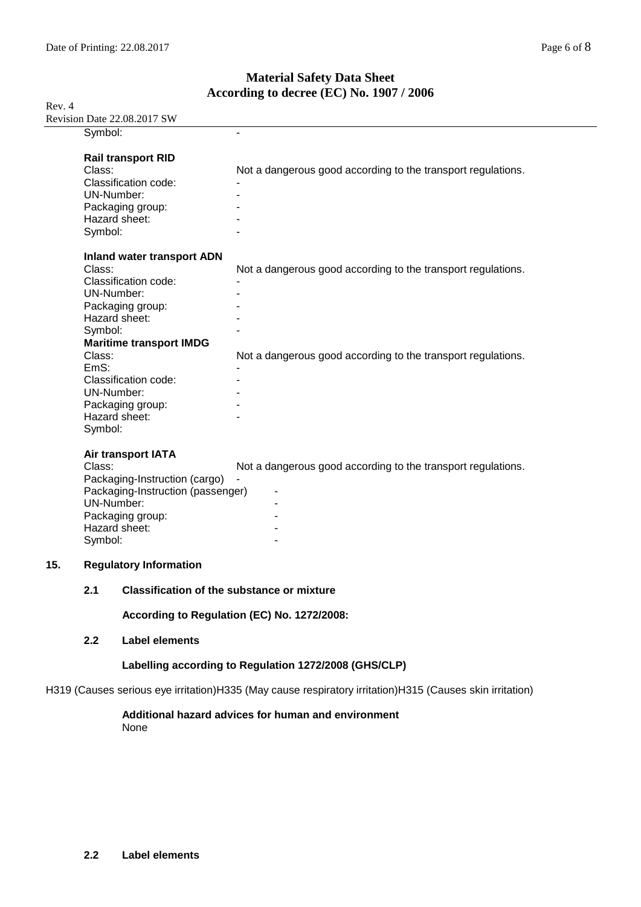| | |
|---|---|
| Symbol: | - |

**Rail transport RID**

| | |
|---|---|
| Class: | Not a dangerous good according to the transport regulations. |
| Classification code: | - |
| UN-Number: | - |
| Packaging group: | - |
| Hazard sheet: | - |
| Symbol: | - |

**Inland water transport ADN**

| | |
|---|---|
| Class: | Not a dangerous good according to the transport regulations. |
| Classification code: | - |
| UN-Number: | - |
| Packaging group: | - |
| Hazard sheet: | - |
| Symbol: | - |

**Maritime transport IMDG**

| | |
|---|---|
| Class: | Not a dangerous good according to the transport regulations. |
| EmS: | - |
| Classification code: | - |
| UN-Number: | - |
| Packaging group: | - |
| Hazard sheet: | - |
| Symbol: | |

**Air transport IATA**

| | |
|---|---|
| Class: | Not a dangerous good according to the transport regulations. |
| Packaging-Instruction (cargo) | - |
| Packaging-Instruction (passenger) | - |
| UN-Number: | - |
| Packaging group: | - |
| Hazard sheet: | - |
| Symbol: | - |

## 15. Regulatory Information

### 2.1 Classification of the substance or mixture

**According to Regulation (EC) No. 1272/2008:**

### 2.2 Label elements

**Labelling according to Regulation 1272/2008 (GHS/CLP)**

H319 (Causes serious eye irritation)H335 (May cause respiratory irritation)H315 (Causes skin irritation)

**Additional hazard advices for human and environment**

None

### 2.2 Label elements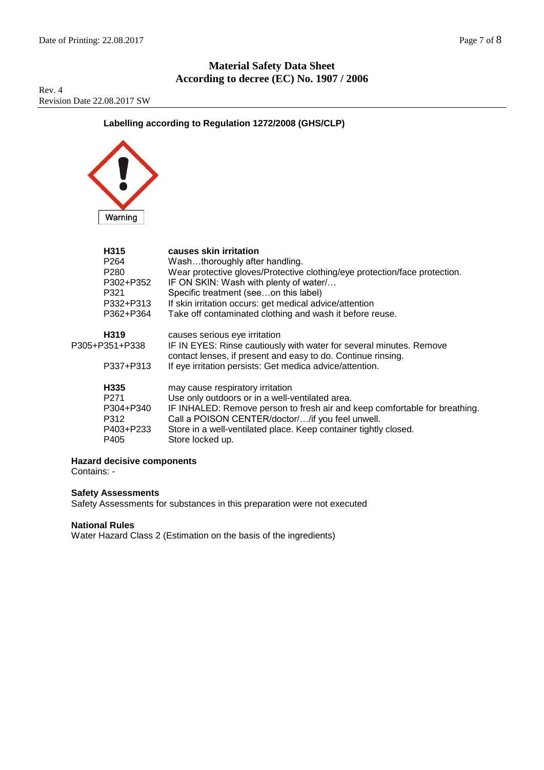Material Safety Data Sheet
According to decree (EC) No. 1907 / 2006

Rev. 4
Revision Date 22.08.2017 SW

### Labelling according to Regulation 1272/2008 (GHS/CLP)

Warning

| | |
|---|---|
| **H315** | **causes skin irritation** |
| P264 | Wash…thoroughly after handling. |
| P280 | Wear protective gloves/Protective clothing/eye protection/face protection. |
| P302+P352 | IF ON SKIN: Wash with plenty of water/… |
| P321 | Specific treatment (see…on this label) |
| P332+P313 | If skin irritation occurs: get medical advice/attention |
| P362+P364 | Take off contaminated clothing and wash it before reuse. |
| **H319** | causes serious eye irritation |
| P305+P351+P338 | IF IN EYES: Rinse cautiously with water for several minutes. Remove contact lenses, if present and easy to do. Continue rinsing. |
| P337+P313 | If eye irritation persists: Get medica advice/attention. |
| **H335** | may cause respiratory irritation |
| P271 | Use only outdoors or in a well-ventilated area. |
| P304+P340 | IF INHALED: Remove person to fresh air and keep comfortable for breathing. |
| P312 | Call a POISON CENTER/doctor/…/if you feel unwell. |
| P403+P233 | Store in a well-ventilated place. Keep container tightly closed. |
| P405 | Store locked up. |

**Hazard decisive components**
Contains: -

**Safety Assessments**
Safety Assessments for substances in this preparation were not executed

**National Rules**
Water Hazard Class 2 (Estimation on the basis of the ingredients)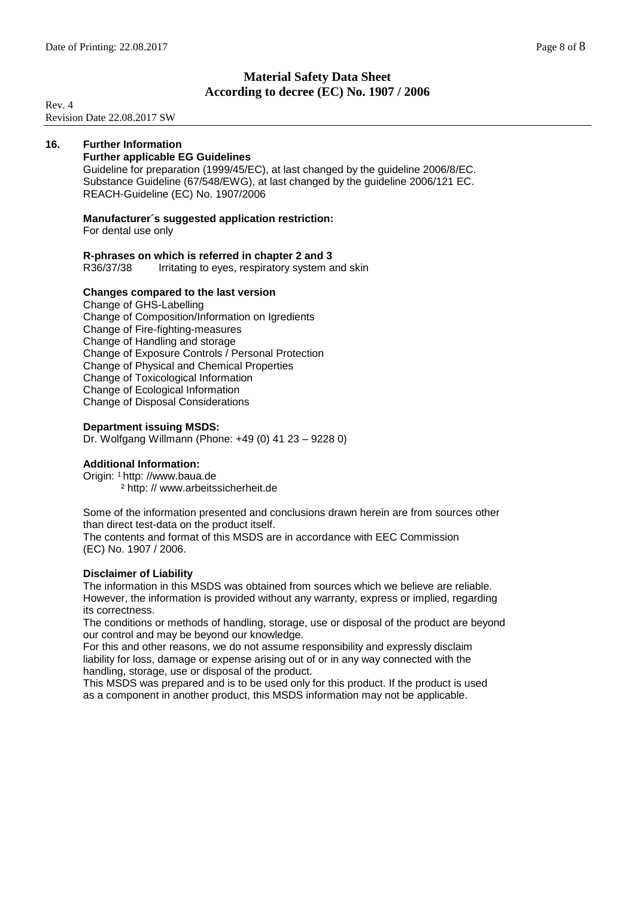Rev. 4
Revision Date 22.08.2017 SW

## 16. Further Information

**Further applicable EG Guidelines**

Guideline for preparation (1999/45/EC), at last changed by the guideline 2006/8/EC.
Substance Guideline (67/548/EWG), at last changed by the guideline 2006/121 EC.
REACH-Guideline (EC) No. 1907/2006

**Manufacturer´s suggested application restriction:**

For dental use only

**R-phrases on which is referred in chapter 2 and 3**

R36/37/38 Irritating to eyes, respiratory system and skin

**Changes compared to the last version**

Change of GHS-Labelling
Change of Composition/Information on Igredients
Change of Fire-fighting-measures
Change of Handling and storage
Change of Exposure Controls / Personal Protection
Change of Physical and Chemical Properties
Change of Toxicological Information
Change of Ecological Information
Change of Disposal Considerations

**Department issuing MSDS:**

Dr. Wolfgang Willmann (Phone: +49 (0) 41 23 – 9228 0)

**Additional Information:**

Origin: [1] http: //www.baua.de
[2] http: // www.arbeitssicherheit.de

Some of the information presented and conclusions drawn herein are from sources other than direct test-data on the product itself.
The contents and format of this MSDS are in accordance with EEC Commission (EC) No. 1907 / 2006.

**Disclaimer of Liability**

The information in this MSDS was obtained from sources which we believe are reliable. However, the information is provided without any warranty, express or implied, regarding its correctness.
The conditions or methods of handling, storage, use or disposal of the product are beyond our control and may be beyond our knowledge.
For this and other reasons, we do not assume responsibility and expressly disclaim liability for loss, damage or expense arising out of or in any way connected with the handling, storage, use or disposal of the product.
This MSDS was prepared and is to be used only for this product. If the product is used as a component in another product, this MSDS information may not be applicable.